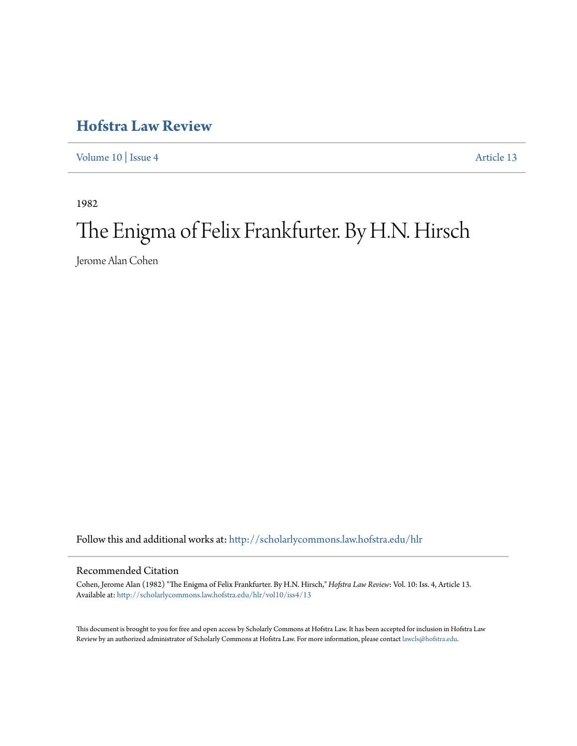# Hofstra Law Review

Volume 10 | Issue 4 Article 13

1982

# The Enigma of Felix Frankfurter. By H.N. Hirsch

Jerome Alan Cohen

Follow this and additional works at: http://scholarlycommons.law.hofstra.edu/hlr

## Recommended Citation

Cohen, Jerome Alan (1982) "The Enigma of Felix Frankfurter. By H.N. Hirsch," *Hofstra Law Review*: Vol. 10: Iss. 4, Article 13.
Available at: http://scholarlycommons.law.hofstra.edu/hlr/vol10/iss4/13

This document is brought to you for free and open access by Scholarly Commons at Hofstra Law. It has been accepted for inclusion in Hofstra Law Review by an authorized administrator of Scholarly Commons at Hofstra Law. For more information, please contact lawcls@hofstra.edu.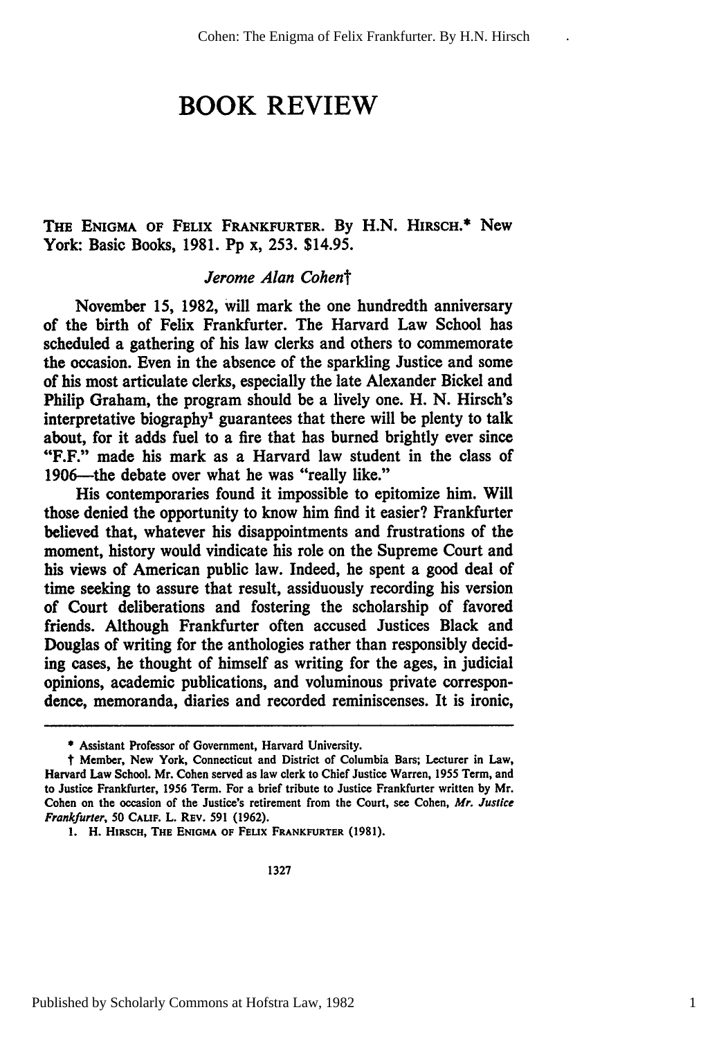# BOOK REVIEW

THE ENIGMA OF FELIX FRANKFURTER. By H.N. HIRSCH.* New York: Basic Books, 1981. Pp x, 253. $14.95.

*Jerome Alan Cohen*†

November 15, 1982, will mark the one hundredth anniversary of the birth of Felix Frankfurter. The Harvard Law School has scheduled a gathering of his law clerks and others to commemorate the occasion. Even in the absence of the sparkling Justice and some of his most articulate clerks, especially the late Alexander Bickel and Philip Graham, the program should be a lively one. H. N. Hirsch's interpretative biography[1] guarantees that there will be plenty to talk about, for it adds fuel to a fire that has burned brightly ever since "F.F." made his mark as a Harvard law student in the class of 1906—the debate over what he was "really like."

His contemporaries found it impossible to epitomize him. Will those denied the opportunity to know him find it easier? Frankfurter believed that, whatever his disappointments and frustrations of the moment, history would vindicate his role on the Supreme Court and his views of American public law. Indeed, he spent a good deal of time seeking to assure that result, assiduously recording his version of Court deliberations and fostering the scholarship of favored friends. Although Frankfurter often accused Justices Black and Douglas of writing for the anthologies rather than responsibly deciding cases, he thought of himself as writing for the ages, in judicial opinions, academic publications, and voluminous private correspondence, memoranda, diaries and recorded reminiscenses. It is ironic,

---

\* Assistant Professor of Government, Harvard University.

† Member, New York, Connecticut and District of Columbia Bars; Lecturer in Law, Harvard Law School. Mr. Cohen served as law clerk to Chief Justice Warren, 1955 Term, and to Justice Frankfurter, 1956 Term. For a brief tribute to Justice Frankfurter written by Mr. Cohen on the occasion of the Justice's retirement from the Court, see Cohen, *Mr. Justice Frankfurter*, 50 CALIF. L. REV. 591 (1962).

1. H. HIRSCH, THE ENIGMA OF FELIX FRANKFURTER (1981).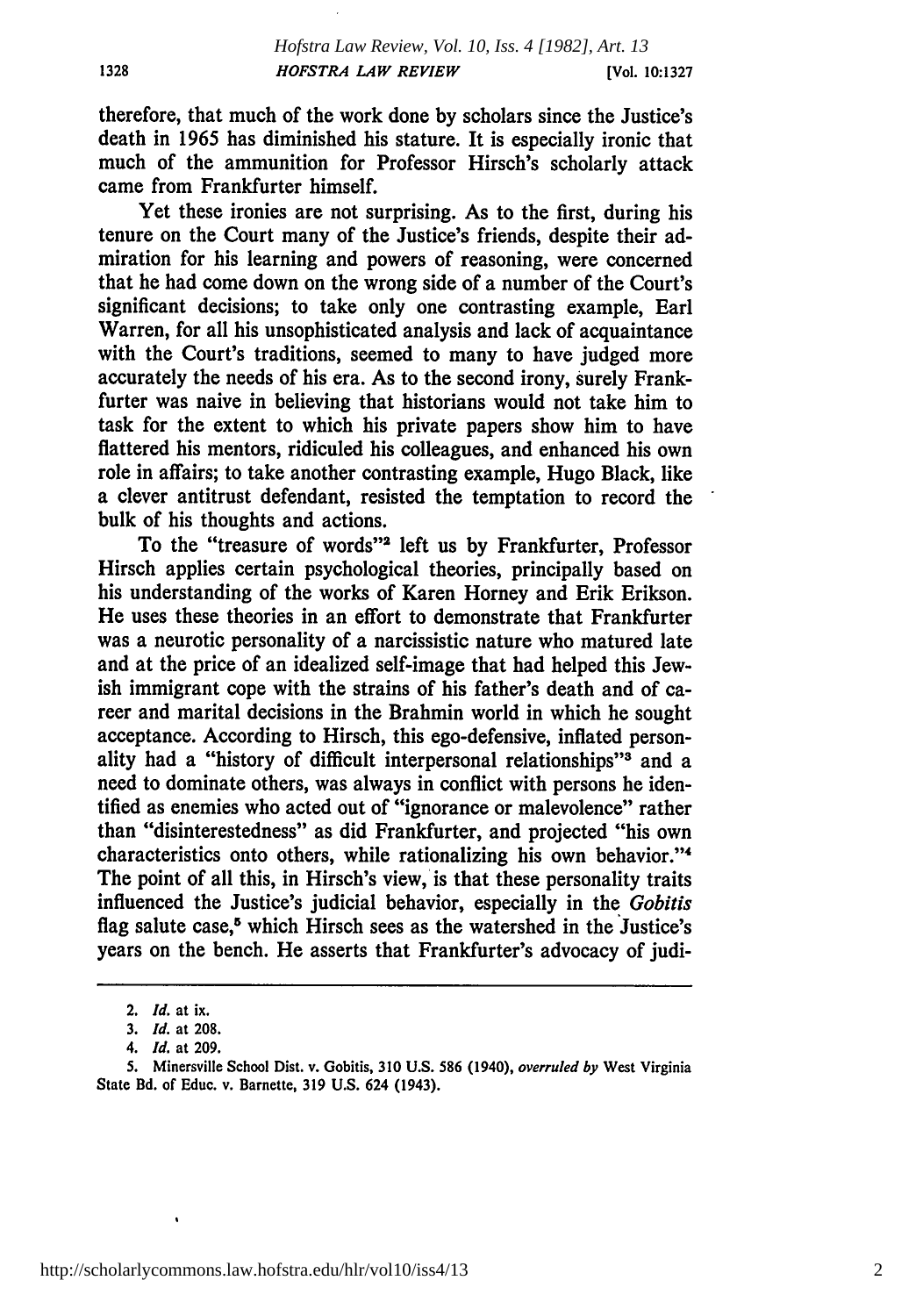therefore, that much of the work done by scholars since the Justice's death in 1965 has diminished his stature. It is especially ironic that much of the ammunition for Professor Hirsch's scholarly attack came from Frankfurter himself.

Yet these ironies are not surprising. As to the first, during his tenure on the Court many of the Justice's friends, despite their admiration for his learning and powers of reasoning, were concerned that he had come down on the wrong side of a number of the Court's significant decisions; to take only one contrasting example, Earl Warren, for all his unsophisticated analysis and lack of acquaintance with the Court's traditions, seemed to many to have judged more accurately the needs of his era. As to the second irony, surely Frankfurter was naive in believing that historians would not take him to task for the extent to which his private papers show him to have flattered his mentors, ridiculed his colleagues, and enhanced his own role in affairs; to take another contrasting example, Hugo Black, like a clever antitrust defendant, resisted the temptation to record the bulk of his thoughts and actions.

To the "treasure of words"[2] left us by Frankfurter, Professor Hirsch applies certain psychological theories, principally based on his understanding of the works of Karen Horney and Erik Erikson. He uses these theories in an effort to demonstrate that Frankfurter was a neurotic personality of a narcissistic nature who matured late and at the price of an idealized self-image that had helped this Jewish immigrant cope with the strains of his father's death and of career and marital decisions in the Brahmin world in which he sought acceptance. According to Hirsch, this ego-defensive, inflated personality had a "history of difficult interpersonal relationships"[3] and a need to dominate others, was always in conflict with persons he identified as enemies who acted out of "ignorance or malevolence" rather than "disinterestedness" as did Frankfurter, and projected "his own characteristics onto others, while rationalizing his own behavior."[4] The point of all this, in Hirsch's view, is that these personality traits influenced the Justice's judicial behavior, especially in the *Gobitis* flag salute case,[5] which Hirsch sees as the watershed in the Justice's years on the bench. He asserts that Frankfurter's advocacy of judi-

---

2. *Id.* at ix.

3. *Id.* at 208.

4. *Id.* at 209.

5. Minersville School Dist. v. Gobitis, 310 U.S. 586 (1940), *overruled by* West Virginia State Bd. of Educ. v. Barnette, 319 U.S. 624 (1943).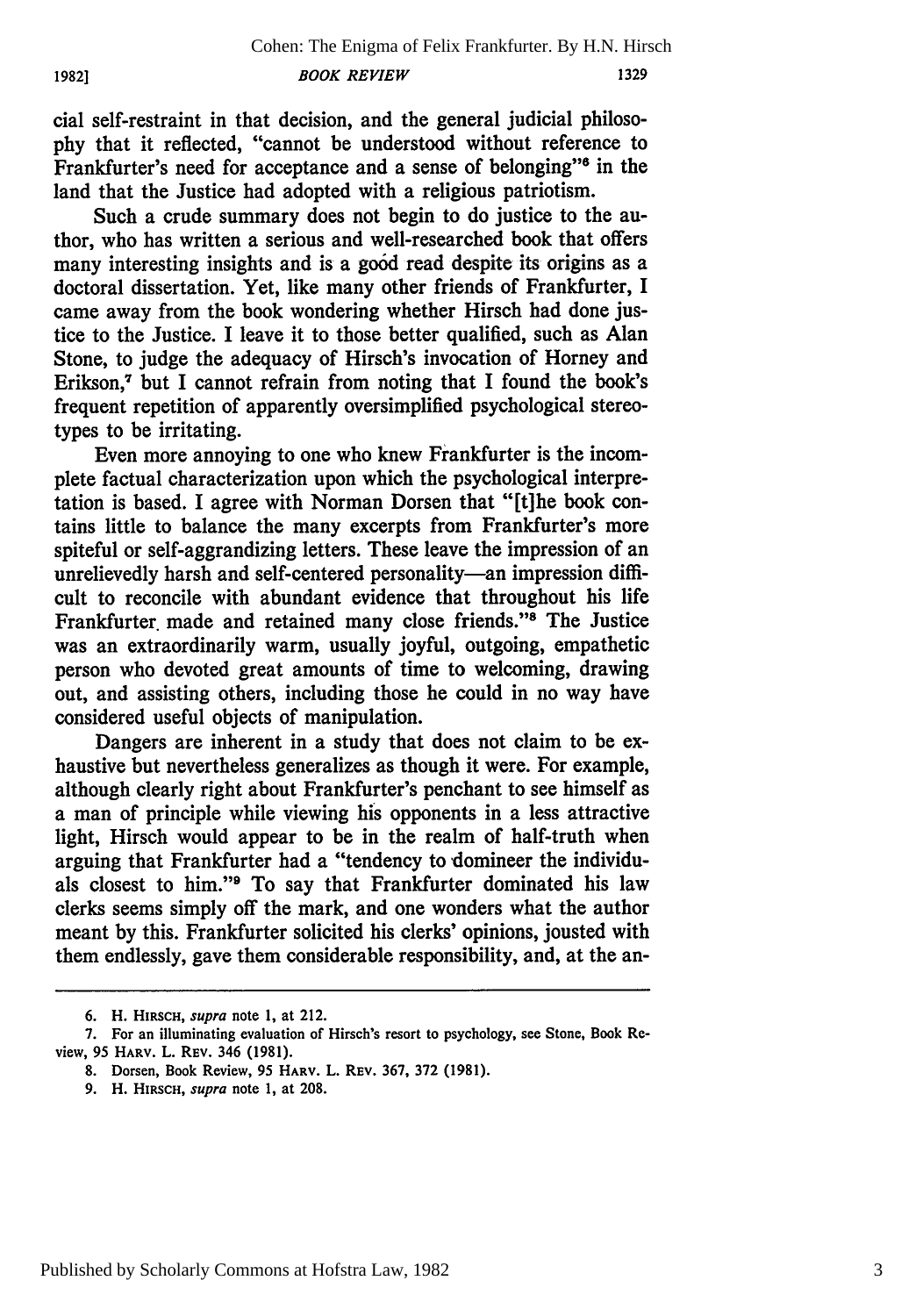cial self-restraint in that decision, and the general judicial philosophy that it reflected, "cannot be understood without reference to Frankfurter's need for acceptance and a sense of belonging"[6] in the land that the Justice had adopted with a religious patriotism.

Such a crude summary does not begin to do justice to the author, who has written a serious and well-researched book that offers many interesting insights and is a good read despite its origins as a doctoral dissertation. Yet, like many other friends of Frankfurter, I came away from the book wondering whether Hirsch had done justice to the Justice. I leave it to those better qualified, such as Alan Stone, to judge the adequacy of Hirsch's invocation of Horney and Erikson,[7] but I cannot refrain from noting that I found the book's frequent repetition of apparently oversimplified psychological stereotypes to be irritating.

Even more annoying to one who knew Frankfurter is the incomplete factual characterization upon which the psychological interpretation is based. I agree with Norman Dorsen that "[t]he book contains little to balance the many excerpts from Frankfurter's more spiteful or self-aggrandizing letters. These leave the impression of an unrelievedly harsh and self-centered personality—an impression difficult to reconcile with abundant evidence that throughout his life Frankfurter made and retained many close friends."[8] The Justice was an extraordinarily warm, usually joyful, outgoing, empathetic person who devoted great amounts of time to welcoming, drawing out, and assisting others, including those he could in no way have considered useful objects of manipulation.

Dangers are inherent in a study that does not claim to be exhaustive but nevertheless generalizes as though it were. For example, although clearly right about Frankfurter's penchant to see himself as a man of principle while viewing his opponents in a less attractive light, Hirsch would appear to be in the realm of half-truth when arguing that Frankfurter had a "tendency to domineer the individuals closest to him."[9] To say that Frankfurter dominated his law clerks seems simply off the mark, and one wonders what the author meant by this. Frankfurter solicited his clerks' opinions, jousted with them endlessly, gave them considerable responsibility, and, at the an-

---

6. H. Hirsch, *supra* note 1, at 212.

7. For an illuminating evaluation of Hirsch's resort to psychology, see Stone, Book Review, 95 Harv. L. Rev. 346 (1981).

8. Dorsen, Book Review, 95 Harv. L. Rev. 367, 372 (1981).

9. H. Hirsch, *supra* note 1, at 208.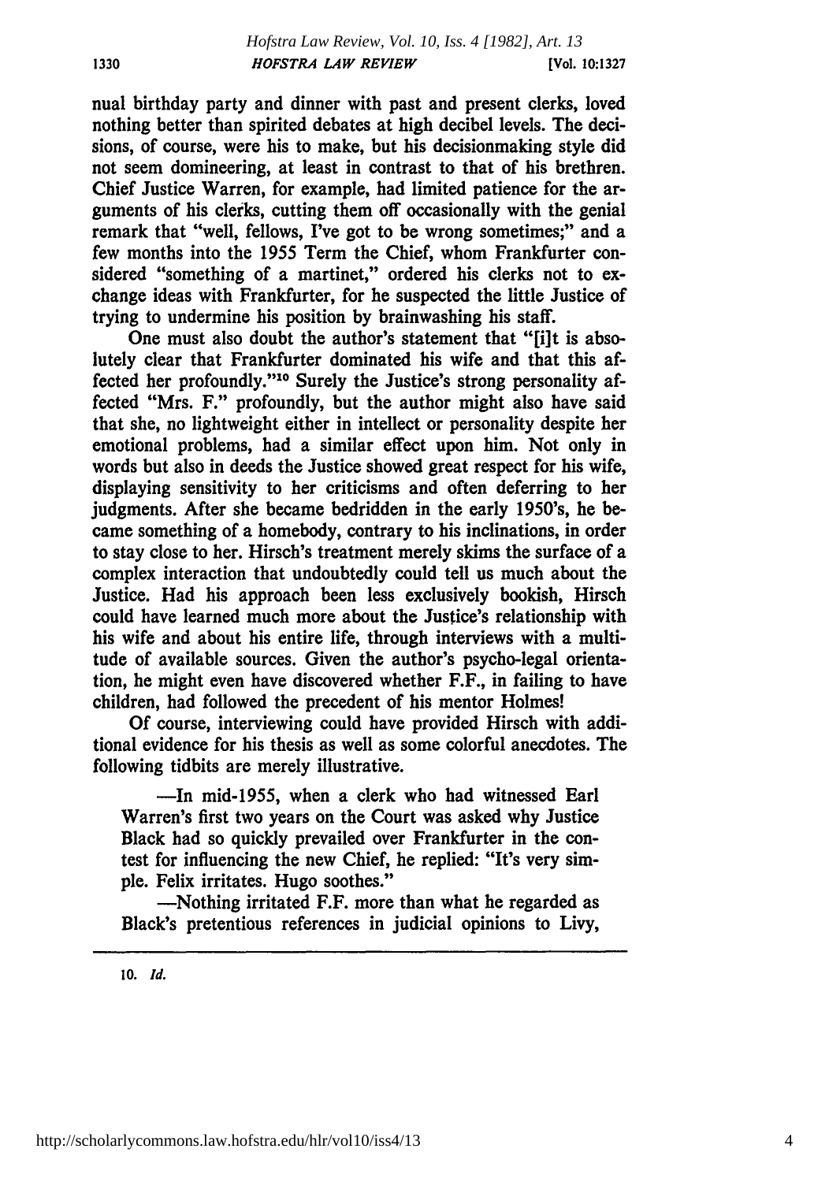nual birthday party and dinner with past and present clerks, loved nothing better than spirited debates at high decibel levels. The decisions, of course, were his to make, but his decisionmaking style did not seem domineering, at least in contrast to that of his brethren. Chief Justice Warren, for example, had limited patience for the arguments of his clerks, cutting them off occasionally with the genial remark that "well, fellows, I've got to be wrong sometimes;" and a few months into the 1955 Term the Chief, whom Frankfurter considered "something of a martinet," ordered his clerks not to exchange ideas with Frankfurter, for he suspected the little Justice of trying to undermine his position by brainwashing his staff.

One must also doubt the author's statement that "[i]t is absolutely clear that Frankfurter dominated his wife and that this affected her profoundly."[10] Surely the Justice's strong personality affected "Mrs. F." profoundly, but the author might also have said that she, no lightweight either in intellect or personality despite her emotional problems, had a similar effect upon him. Not only in words but also in deeds the Justice showed great respect for his wife, displaying sensitivity to her criticisms and often deferring to her judgments. After she became bedridden in the early 1950's, he became something of a homebody, contrary to his inclinations, in order to stay close to her. Hirsch's treatment merely skims the surface of a complex interaction that undoubtedly could tell us much about the Justice. Had his approach been less exclusively bookish, Hirsch could have learned much more about the Justice's relationship with his wife and about his entire life, through interviews with a multitude of available sources. Given the author's psycho-legal orientation, he might even have discovered whether F.F., in failing to have children, had followed the precedent of his mentor Holmes!

Of course, interviewing could have provided Hirsch with additional evidence for his thesis as well as some colorful anecdotes. The following tidbits are merely illustrative.

—In mid-1955, when a clerk who had witnessed Earl Warren's first two years on the Court was asked why Justice Black had so quickly prevailed over Frankfurter in the contest for influencing the new Chief, he replied: "It's very simple. Felix irritates. Hugo soothes."

—Nothing irritated F.F. more than what he regarded as Black's pretentious references in judicial opinions to Livy,

---

10. *Id.*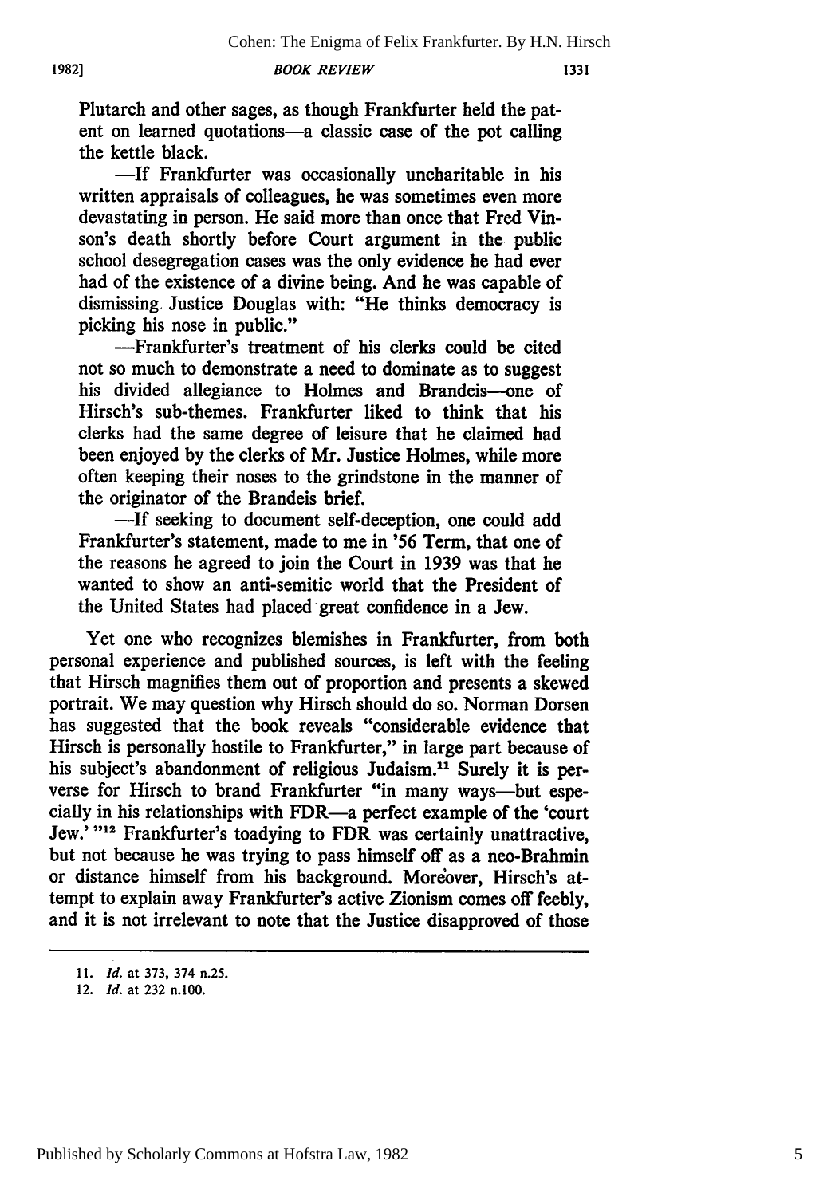Plutarch and other sages, as though Frankfurter held the patent on learned quotations—a classic case of the pot calling the kettle black.

—If Frankfurter was occasionally uncharitable in his written appraisals of colleagues, he was sometimes even more devastating in person. He said more than once that Fred Vinson's death shortly before Court argument in the public school desegregation cases was the only evidence he had ever had of the existence of a divine being. And he was capable of dismissing Justice Douglas with: "He thinks democracy is picking his nose in public."

—Frankfurter's treatment of his clerks could be cited not so much to demonstrate a need to dominate as to suggest his divided allegiance to Holmes and Brandeis—one of Hirsch's sub-themes. Frankfurter liked to think that his clerks had the same degree of leisure that he claimed had been enjoyed by the clerks of Mr. Justice Holmes, while more often keeping their noses to the grindstone in the manner of the originator of the Brandeis brief.

—If seeking to document self-deception, one could add Frankfurter's statement, made to me in '56 Term, that one of the reasons he agreed to join the Court in 1939 was that he wanted to show an anti-semitic world that the President of the United States had placed great confidence in a Jew.

Yet one who recognizes blemishes in Frankfurter, from both personal experience and published sources, is left with the feeling that Hirsch magnifies them out of proportion and presents a skewed portrait. We may question why Hirsch should do so. Norman Dorsen has suggested that the book reveals "considerable evidence that Hirsch is personally hostile to Frankfurter," in large part because of his subject's abandonment of religious Judaism.[11] Surely it is perverse for Hirsch to brand Frankfurter "in many ways—but especially in his relationships with FDR—a perfect example of the 'court Jew.' "[12] Frankfurter's toadying to FDR was certainly unattractive, but not because he was trying to pass himself off as a neo-Brahmin or distance himself from his background. Moreover, Hirsch's attempt to explain away Frankfurter's active Zionism comes off feebly, and it is not irrelevant to note that the Justice disapproved of those

---

11. *Id.* at 373, 374 n.25.
12. *Id.* at 232 n.100.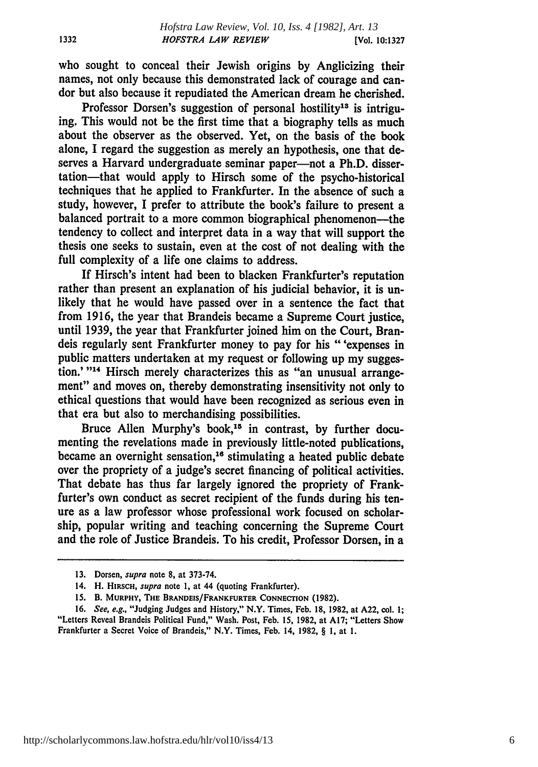who sought to conceal their Jewish origins by Anglicizing their names, not only because this demonstrated lack of courage and candor but also because it repudiated the American dream he cherished.

Professor Dorsen's suggestion of personal hostility[13] is intriguing. This would not be the first time that a biography tells as much about the observer as the observed. Yet, on the basis of the book alone, I regard the suggestion as merely an hypothesis, one that deserves a Harvard undergraduate seminar paper—not a Ph.D. dissertation—that would apply to Hirsch some of the psycho-historical techniques that he applied to Frankfurter. In the absence of such a study, however, I prefer to attribute the book's failure to present a balanced portrait to a more common biographical phenomenon—the tendency to collect and interpret data in a way that will support the thesis one seeks to sustain, even at the cost of not dealing with the full complexity of a life one claims to address.

If Hirsch's intent had been to blacken Frankfurter's reputation rather than present an explanation of his judicial behavior, it is unlikely that he would have passed over in a sentence the fact that from 1916, the year that Brandeis became a Supreme Court justice, until 1939, the year that Frankfurter joined him on the Court, Brandeis regularly sent Frankfurter money to pay for his "'expenses in public matters undertaken at my request or following up my suggestion.'"[14] Hirsch merely characterizes this as "an unusual arrangement" and moves on, thereby demonstrating insensitivity not only to ethical questions that would have been recognized as serious even in that era but also to merchandising possibilities.

Bruce Allen Murphy's book,[15] in contrast, by further documenting the revelations made in previously little-noted publications, became an overnight sensation,[16] stimulating a heated public debate over the propriety of a judge's secret financing of political activities. That debate has thus far largely ignored the propriety of Frankfurter's own conduct as secret recipient of the funds during his tenure as a law professor whose professional work focused on scholarship, popular writing and teaching concerning the Supreme Court and the role of Justice Brandeis. To his credit, Professor Dorsen, in a

---

13. Dorsen, *supra* note 8, at 373-74.

14. H. HIRSCH, *supra* note 1, at 44 (quoting Frankfurter).

15. B. MURPHY, THE BRANDEIS/FRANKFURTER CONNECTION (1982).

16. *See, e.g.*, "Judging Judges and History," N.Y. Times, Feb. 18, 1982, at A22, col. 1; "Letters Reveal Brandeis Political Fund," Wash. Post, Feb. 15, 1982, at A17; "Letters Show Frankfurter a Secret Voice of Brandeis," N.Y. Times, Feb. 14, 1982, § 1, at 1.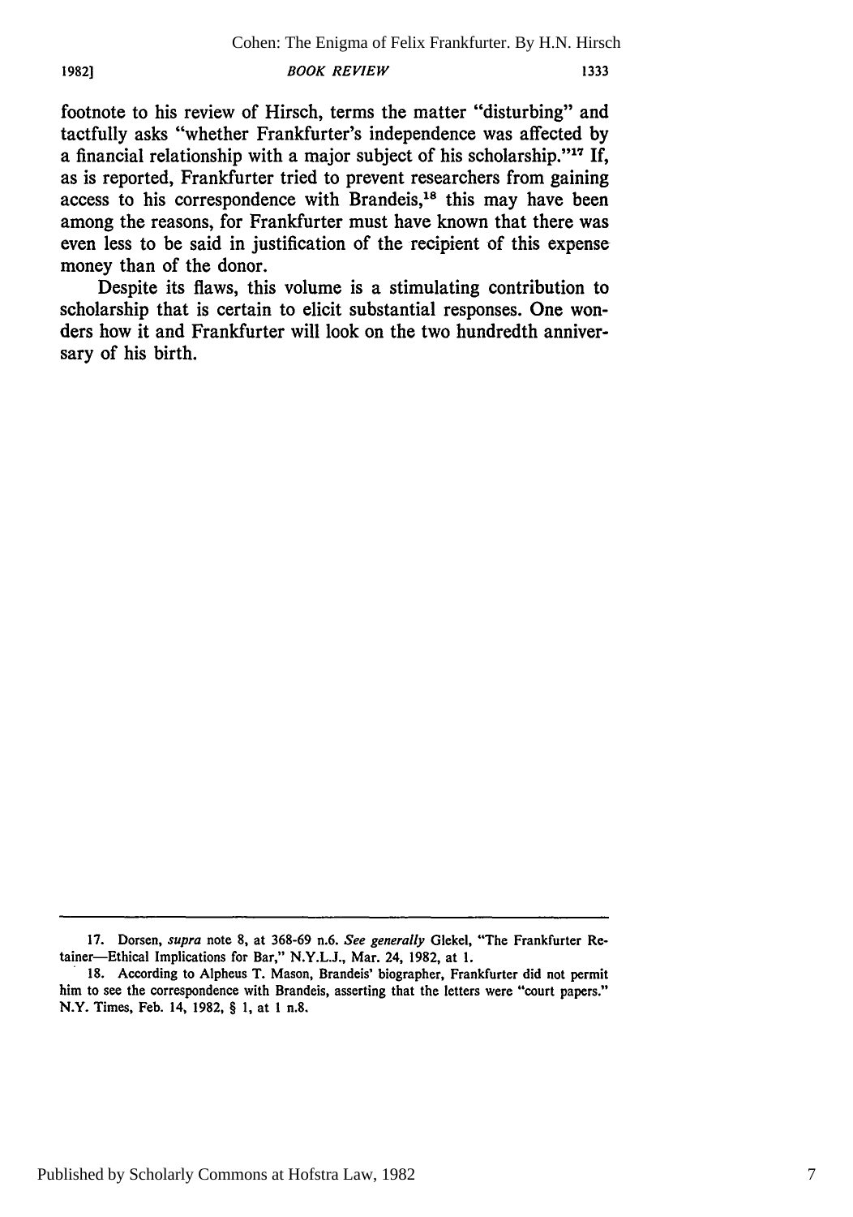footnote to his review of Hirsch, terms the matter "disturbing" and tactfully asks "whether Frankfurter's independence was affected by a financial relationship with a major subject of his scholarship."[17] If, as is reported, Frankfurter tried to prevent researchers from gaining access to his correspondence with Brandeis,[18] this may have been among the reasons, for Frankfurter must have known that there was even less to be said in justification of the recipient of this expense money than of the donor.

Despite its flaws, this volume is a stimulating contribution to scholarship that is certain to elicit substantial responses. One wonders how it and Frankfurter will look on the two hundredth anniversary of his birth.

---

17. Dorsen, *supra* note 8, at 368-69 n.6. *See generally* Glekel, "The Frankfurter Retainer—Ethical Implications for Bar," N.Y.L.J., Mar. 24, 1982, at 1.

18. According to Alpheus T. Mason, Brandeis' biographer, Frankfurter did not permit him to see the correspondence with Brandeis, asserting that the letters were "court papers." N.Y. Times, Feb. 14, 1982, § 1, at 1 n.8.